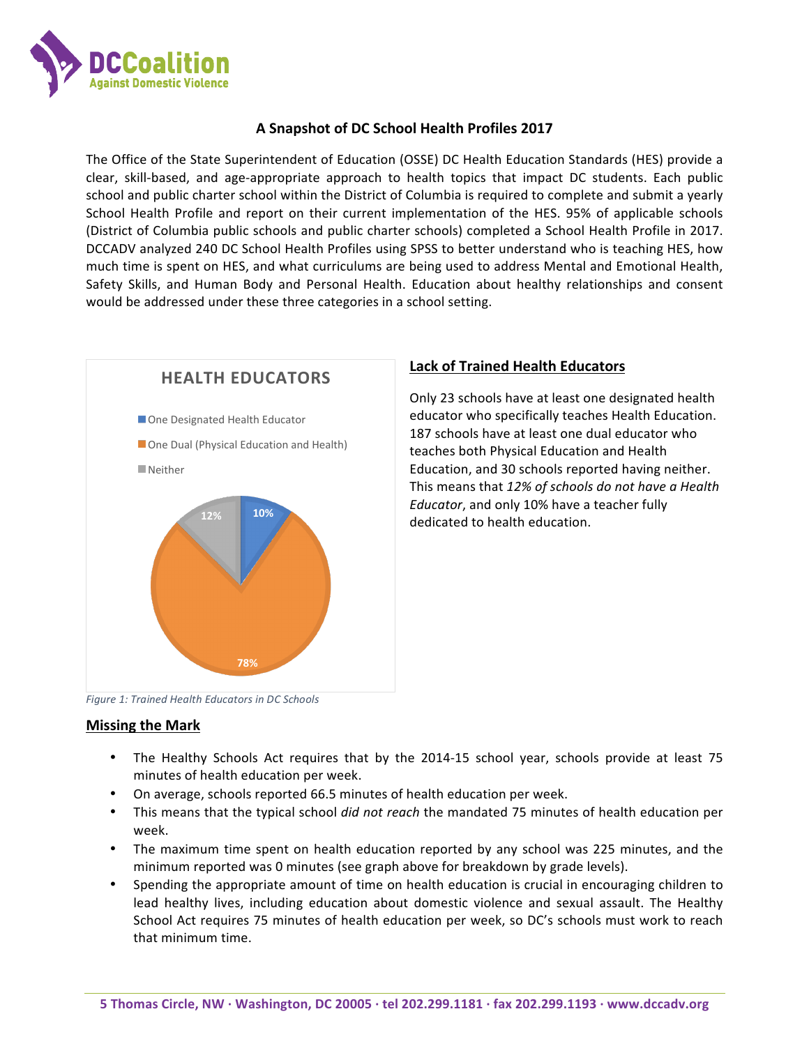DCCoalition Against Domestic Violence

# A Snapshot of DC School Health Profiles 2017

The Office of the State Superintendent of Education (OSSE) DC Health Education Standards (HES) provide a clear, skill-based, and age-appropriate approach to health topics that impact DC students. Each public school and public charter school within the District of Columbia is required to complete and submit a yearly School Health Profile and report on their current implementation of the HES. 95% of applicable schools (District of Columbia public schools and public charter schools) completed a School Health Profile in 2017. DCCADV analyzed 240 DC School Health Profiles using SPSS to better understand who is teaching HES, how much time is spent on HES, and what curriculums are being used to address Mental and Emotional Health, Safety Skills, and Human Body and Personal Health. Education about healthy relationships and consent would be addressed under these three categories in a school setting.

HEALTH EDUCATORS

One Designated Health Educator

One Dual (Physical Education and Health)

Neither

12%

10%

78%

*Figure 1: Trained Health Educators in DC Schools*

## Lack of Trained Health Educators

Only 23 schools have at least one designated health educator who specifically teaches Health Education. 187 schools have at least one dual educator who teaches both Physical Education and Health Education, and 30 schools reported having neither. This means that *12% of schools do not have a Health Educator*, and only 10% have a teacher fully dedicated to health education.

## Missing the Mark

- The Healthy Schools Act requires that by the 2014-15 school year, schools provide at least 75 minutes of health education per week.
- On average, schools reported 66.5 minutes of health education per week.
- This means that the typical school *did not reach* the mandated 75 minutes of health education per week.
- The maximum time spent on health education reported by any school was 225 minutes, and the minimum reported was 0 minutes (see graph above for breakdown by grade levels).
- Spending the appropriate amount of time on health education is crucial in encouraging children to lead healthy lives, including education about domestic violence and sexual assault. The Healthy School Act requires 75 minutes of health education per week, so DC's schools must work to reach that minimum time.

5 Thomas Circle, NW · Washington, DC 20005 · tel 202.299.1181 · fax 202.299.1193 · www.dccadv.org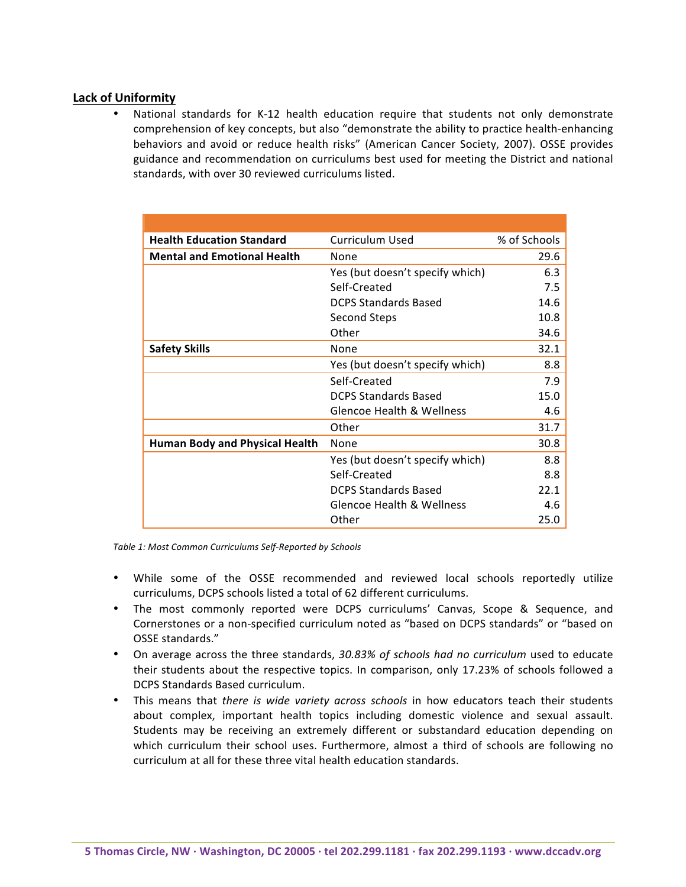## Lack of Uniformity

- National standards for K-12 health education require that students not only demonstrate comprehension of key concepts, but also "demonstrate the ability to practice health-enhancing behaviors and avoid or reduce health risks" (American Cancer Society, 2007). OSSE provides guidance and recommendation on curriculums best used for meeting the District and national standards, with over 30 reviewed curriculums listed.

| Health Education Standard | Curriculum Used | % of Schools |
|---|---|---|
| **Mental and Emotional Health** | None | 29.6 |
| | Yes (but doesn't specify which) | 6.3 |
| | Self-Created | 7.5 |
| | DCPS Standards Based | 14.6 |
| | Second Steps | 10.8 |
| | Other | 34.6 |
| **Safety Skills** | None | 32.1 |
| | Yes (but doesn't specify which) | 8.8 |
| | Self-Created | 7.9 |
| | DCPS Standards Based | 15.0 |
| | Glencoe Health & Wellness | 4.6 |
| | Other | 31.7 |
| **Human Body and Physical Health** | None | 30.8 |
| | Yes (but doesn't specify which) | 8.8 |
| | Self-Created | 8.8 |
| | DCPS Standards Based | 22.1 |
| | Glencoe Health & Wellness | 4.6 |
| | Other | 25.0 |

*Table 1: Most Common Curriculums Self-Reported by Schools*

- While some of the OSSE recommended and reviewed local schools reportedly utilize curriculums, DCPS schools listed a total of 62 different curriculums.
- The most commonly reported were DCPS curriculums' Canvas, Scope & Sequence, and Cornerstones or a non-specified curriculum noted as "based on DCPS standards" or "based on OSSE standards."
- On average across the three standards, *30.83% of schools had no curriculum* used to educate their students about the respective topics. In comparison, only 17.23% of schools followed a DCPS Standards Based curriculum.
- This means that *there is wide variety across schools* in how educators teach their students about complex, important health topics including domestic violence and sexual assault. Students may be receiving an extremely different or substandard education depending on which curriculum their school uses. Furthermore, almost a third of schools are following no curriculum at all for these three vital health education standards.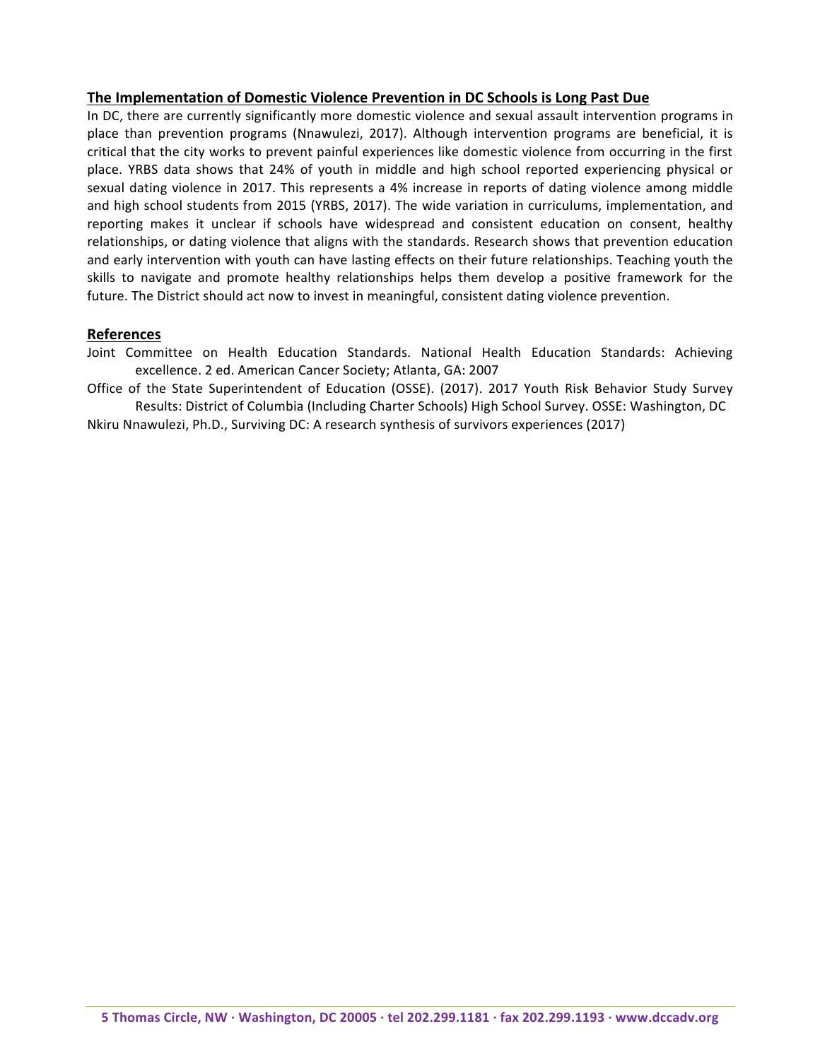## The Implementation of Domestic Violence Prevention in DC Schools is Long Past Due

In DC, there are currently significantly more domestic violence and sexual assault intervention programs in place than prevention programs (Nnawulezi, 2017). Although intervention programs are beneficial, it is critical that the city works to prevent painful experiences like domestic violence from occurring in the first place. YRBS data shows that 24% of youth in middle and high school reported experiencing physical or sexual dating violence in 2017. This represents a 4% increase in reports of dating violence among middle and high school students from 2015 (YRBS, 2017). The wide variation in curriculums, implementation, and reporting makes it unclear if schools have widespread and consistent education on consent, healthy relationships, or dating violence that aligns with the standards. Research shows that prevention education and early intervention with youth can have lasting effects on their future relationships. Teaching youth the skills to navigate and promote healthy relationships helps them develop a positive framework for the future. The District should act now to invest in meaningful, consistent dating violence prevention.

## References

Joint Committee on Health Education Standards. National Health Education Standards: Achieving excellence. 2 ed. American Cancer Society; Atlanta, GA: 2007

Office of the State Superintendent of Education (OSSE). (2017). 2017 Youth Risk Behavior Study Survey Results: District of Columbia (Including Charter Schools) High School Survey. OSSE: Washington, DC

Nkiru Nnawulezi, Ph.D., Surviving DC: A research synthesis of survivors experiences (2017)